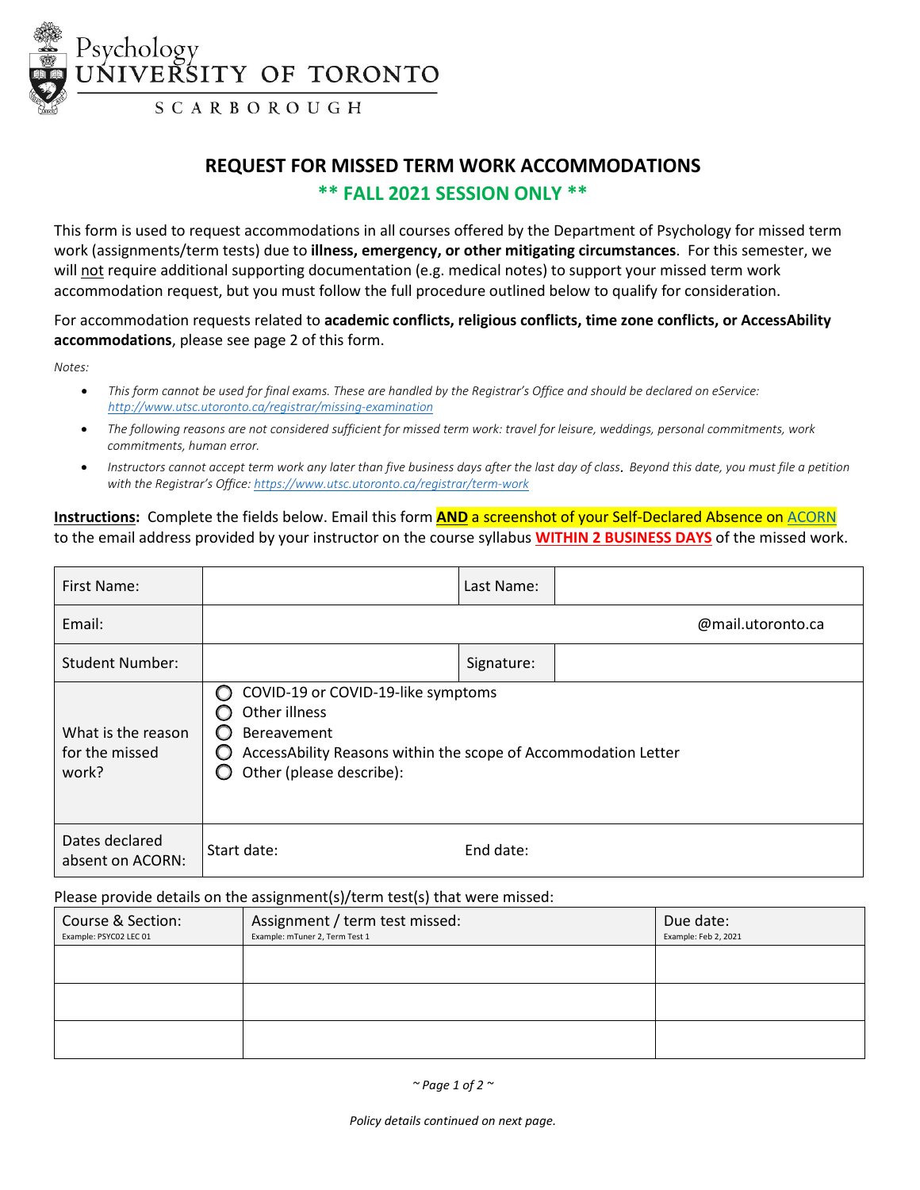Psychology
UNIVERSITY OF TORONTO
SCARBOROUGH

# REQUEST FOR MISSED TERM WORK ACCOMMODATIONS

## ** FALL 2021 SESSION ONLY **

This form is used to request accommodations in all courses offered by the Department of Psychology for missed term work (assignments/term tests) due to **illness, emergency, or other mitigating circumstances**. For this semester, we will not require additional supporting documentation (e.g. medical notes) to support your missed term work accommodation request, but you must follow the full procedure outlined below to qualify for consideration.

For accommodation requests related to **academic conflicts, religious conflicts, time zone conflicts, or AccessAbility accommodations**, please see page 2 of this form.

*Notes:*

- *This form cannot be used for final exams. These are handled by the Registrar's Office and should be declared on eService: http://www.utsc.utoronto.ca/registrar/missing-examination*
- *The following reasons are not considered sufficient for missed term work: travel for leisure, weddings, personal commitments, work commitments, human error.*
- *Instructors cannot accept term work any later than five business days after the last day of class. Beyond this date, you must file a petition with the Registrar's Office: https://www.utsc.utoronto.ca/registrar/term-work*

**Instructions:** Complete the fields below. Email this form **AND** a screenshot of your Self-Declared Absence on ACORN to the email address provided by your instructor on the course syllabus **WITHIN 2 BUSINESS DAYS** of the missed work.

| First Name: | | Last Name: | |
|---|---|---|---|
| Email: | @mail.utoronto.ca | | |
| Student Number: | | Signature: | |
| What is the reason for the missed work? | ○ COVID-19 or COVID-19-like symptoms<br>○ Other illness<br>○ Bereavement<br>○ AccessAbility Reasons within the scope of Accommodation Letter<br>○ Other (please describe): | | |
| Dates declared absent on ACORN: | Start date: | End date: | |

Please provide details on the assignment(s)/term test(s) that were missed:

| Course & Section:<br>Example: PSYC02 LEC 01 | Assignment / term test missed:<br>Example: mTuner 2, Term Test 1 | Due date:<br>Example: Feb 2, 2021 |
|---|---|---|
| | | |
| | | |
| | | |

*Policy details continued on next page.*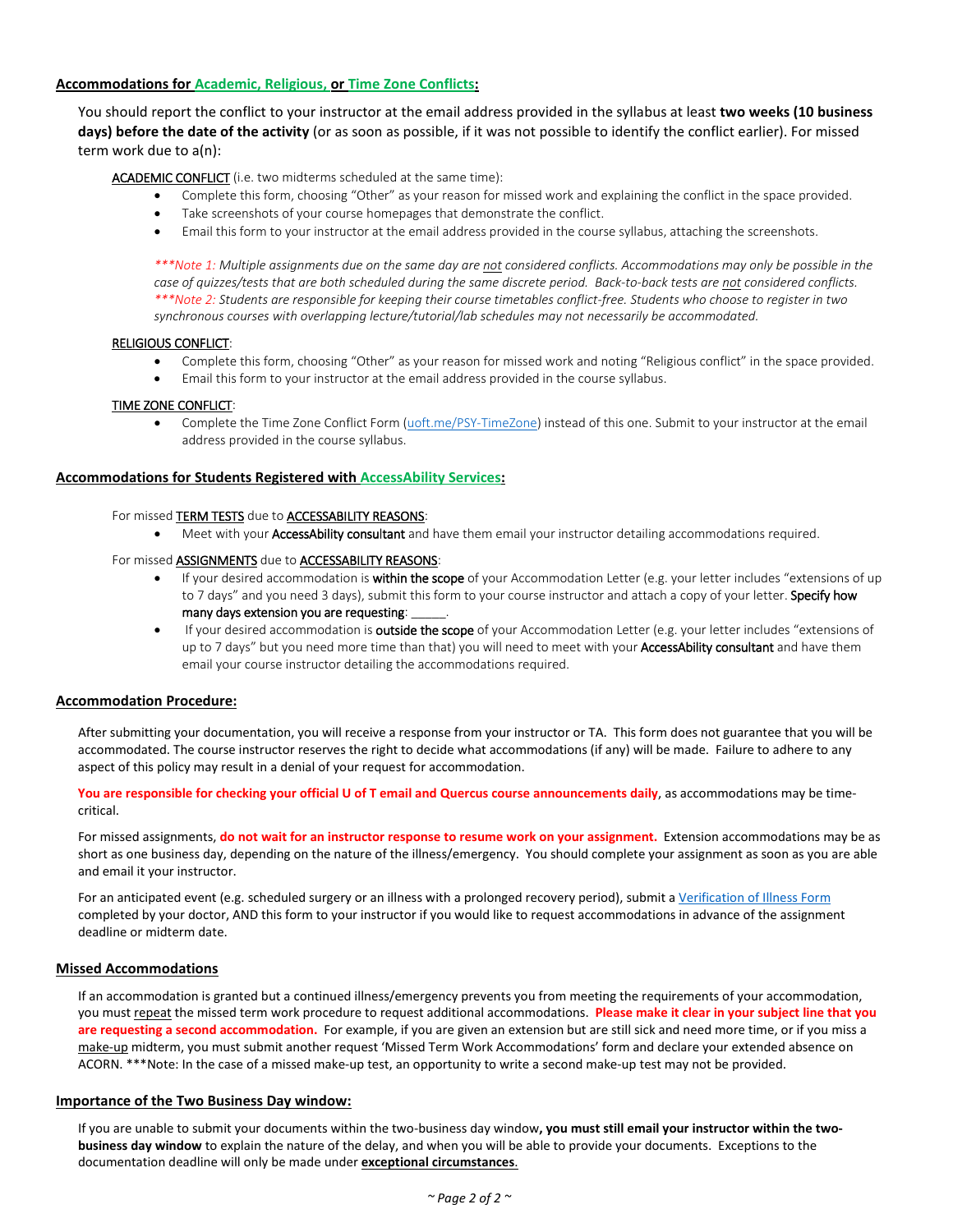## Accommodations for Academic, Religious, or Time Zone Conflicts:

You should report the conflict to your instructor at the email address provided in the syllabus at least **two weeks (10 business days) before the date of the activity** (or as soon as possible, if it was not possible to identify the conflict earlier). For missed term work due to a(n):

ACADEMIC CONFLICT (i.e. two midterms scheduled at the same time):

- Complete this form, choosing "Other" as your reason for missed work and explaining the conflict in the space provided.
- Take screenshots of your course homepages that demonstrate the conflict.
- Email this form to your instructor at the email address provided in the course syllabus, attaching the screenshots.

****Note 1: Multiple assignments due on the same day are not considered conflicts. Accommodations may only be possible in the case of quizzes/tests that are both scheduled during the same discrete period. Back-to-back tests are not considered conflicts.*
****Note 2: Students are responsible for keeping their course timetables conflict-free. Students who choose to register in two synchronous courses with overlapping lecture/tutorial/lab schedules may not necessarily be accommodated.*

RELIGIOUS CONFLICT:

- Complete this form, choosing "Other" as your reason for missed work and noting "Religious conflict" in the space provided.
- Email this form to your instructor at the email address provided in the course syllabus.

TIME ZONE CONFLICT:

- Complete the Time Zone Conflict Form (uoft.me/PSY-TimeZone) instead of this one. Submit to your instructor at the email address provided in the course syllabus.

## Accommodations for Students Registered with AccessAbility Services:

For missed TERM TESTS due to ACCESSABILITY REASONS:

- Meet with your AccessAbility consultant and have them email your instructor detailing accommodations required.

For missed ASSIGNMENTS due to ACCESSABILITY REASONS:

- If your desired accommodation is within the scope of your Accommodation Letter (e.g. your letter includes "extensions of up to 7 days" and you need 3 days), submit this form to your course instructor and attach a copy of your letter. Specify how many days extension you are requesting: _____.
- If your desired accommodation is outside the scope of your Accommodation Letter (e.g. your letter includes "extensions of up to 7 days" but you need more time than that) you will need to meet with your AccessAbility consultant and have them email your course instructor detailing the accommodations required.

## Accommodation Procedure:

After submitting your documentation, you will receive a response from your instructor or TA. This form does not guarantee that you will be accommodated. The course instructor reserves the right to decide what accommodations (if any) will be made. Failure to adhere to any aspect of this policy may result in a denial of your request for accommodation.

**You are responsible for checking your official U of T email and Quercus course announcements daily**, as accommodations may be time-critical.

For missed assignments, **do not wait for an instructor response to resume work on your assignment.** Extension accommodations may be as short as one business day, depending on the nature of the illness/emergency. You should complete your assignment as soon as you are able and email it your instructor.

For an anticipated event (e.g. scheduled surgery or an illness with a prolonged recovery period), submit a Verification of Illness Form completed by your doctor, AND this form to your instructor if you would like to request accommodations in advance of the assignment deadline or midterm date.

## Missed Accommodations

If an accommodation is granted but a continued illness/emergency prevents you from meeting the requirements of your accommodation, you must repeat the missed term work procedure to request additional accommodations. **Please make it clear in your subject line that you are requesting a second accommodation.** For example, if you are given an extension but are still sick and need more time, or if you miss a make-up midterm, you must submit another request 'Missed Term Work Accommodations' form and declare your extended absence on ACORN. ***Note: In the case of a missed make-up test, an opportunity to write a second make-up test may not be provided.

## Importance of the Two Business Day window:

If you are unable to submit your documents within the two-business day window**, you must still email your instructor within the two-business day window** to explain the nature of the delay, and when you will be able to provide your documents. Exceptions to the documentation deadline will only be made under **exceptional circumstances**.